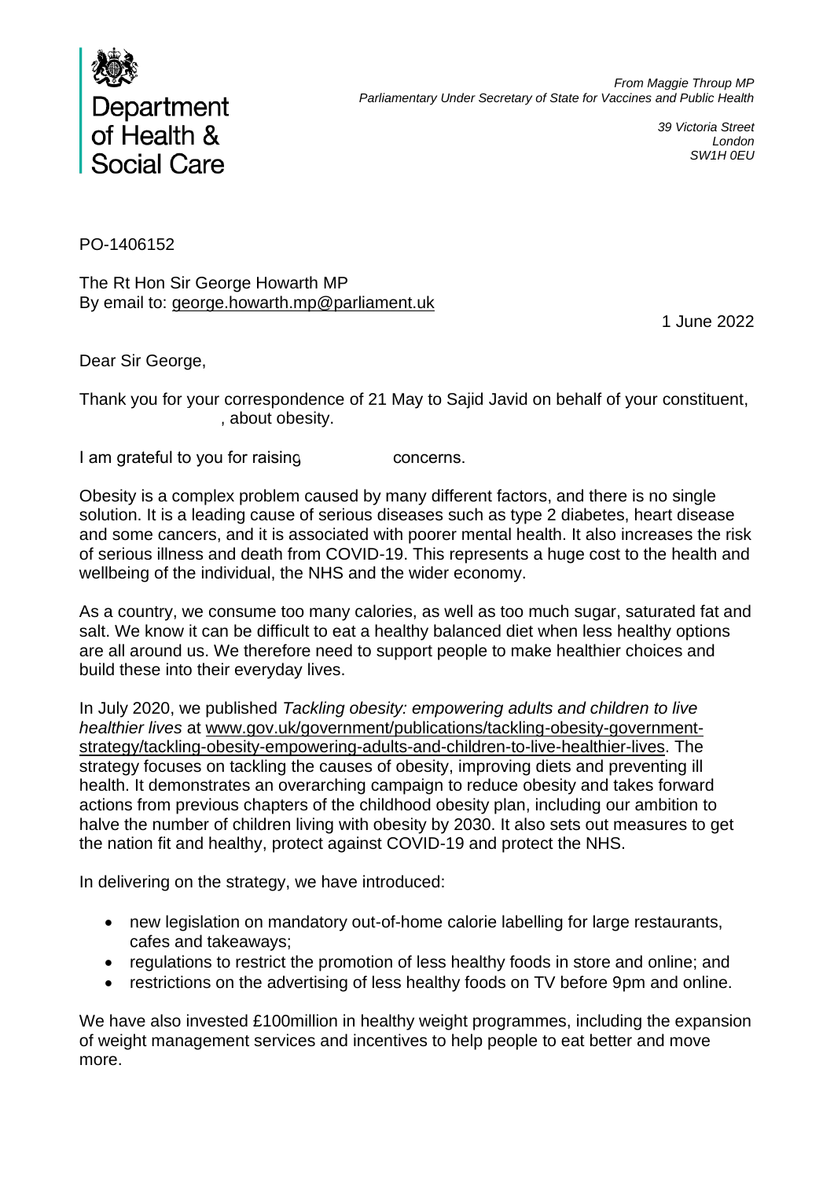Department of Health & Social Care

*From Maggie Throup MP*
*Parliamentary Under Secretary of State for Vaccines and Public Health*

*39 Victoria Street*
*London*
*SW1H 0EU*

PO-1406152

The Rt Hon Sir George Howarth MP
By email to: george.howarth.mp@parliament.uk

1 June 2022

Dear Sir George,

Thank you for your correspondence of 21 May to Sajid Javid on behalf of your constituent, , about obesity.

I am grateful to you for raising concerns.

Obesity is a complex problem caused by many different factors, and there is no single solution. It is a leading cause of serious diseases such as type 2 diabetes, heart disease and some cancers, and it is associated with poorer mental health. It also increases the risk of serious illness and death from COVID-19. This represents a huge cost to the health and wellbeing of the individual, the NHS and the wider economy.

As a country, we consume too many calories, as well as too much sugar, saturated fat and salt. We know it can be difficult to eat a healthy balanced diet when less healthy options are all around us. We therefore need to support people to make healthier choices and build these into their everyday lives.

In July 2020, we published *Tackling obesity: empowering adults and children to live healthier lives* at www.gov.uk/government/publications/tackling-obesity-government-strategy/tackling-obesity-empowering-adults-and-children-to-live-healthier-lives. The strategy focuses on tackling the causes of obesity, improving diets and preventing ill health. It demonstrates an overarching campaign to reduce obesity and takes forward actions from previous chapters of the childhood obesity plan, including our ambition to halve the number of children living with obesity by 2030. It also sets out measures to get the nation fit and healthy, protect against COVID-19 and protect the NHS.

In delivering on the strategy, we have introduced:

- new legislation on mandatory out-of-home calorie labelling for large restaurants, cafes and takeaways;
- regulations to restrict the promotion of less healthy foods in store and online; and
- restrictions on the advertising of less healthy foods on TV before 9pm and online.

We have also invested £100million in healthy weight programmes, including the expansion of weight management services and incentives to help people to eat better and move more.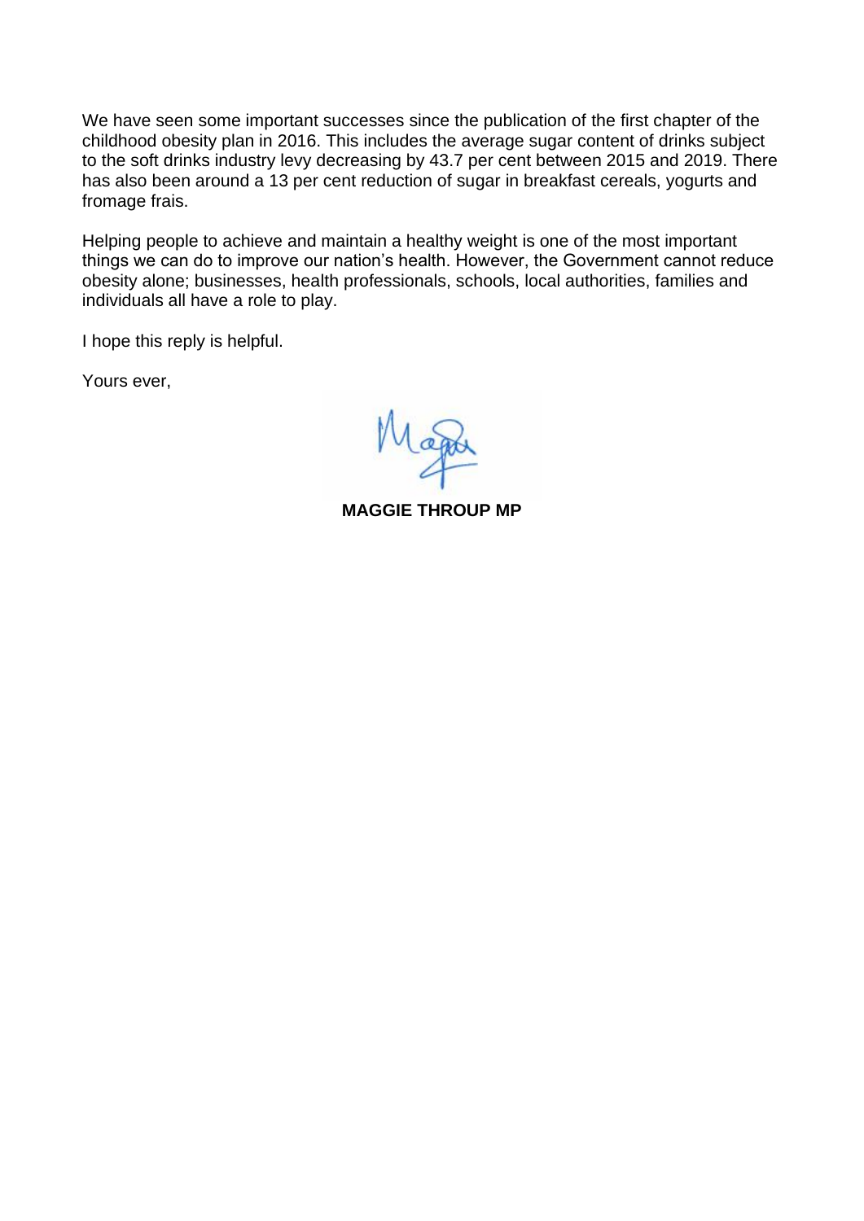We have seen some important successes since the publication of the first chapter of the childhood obesity plan in 2016. This includes the average sugar content of drinks subject to the soft drinks industry levy decreasing by 43.7 per cent between 2015 and 2019. There has also been around a 13 per cent reduction of sugar in breakfast cereals, yogurts and fromage frais.

Helping people to achieve and maintain a healthy weight is one of the most important things we can do to improve our nation's health. However, the Government cannot reduce obesity alone; businesses, health professionals, schools, local authorities, families and individuals all have a role to play.

I hope this reply is helpful.

Yours ever,

**MAGGIE THROUP MP**